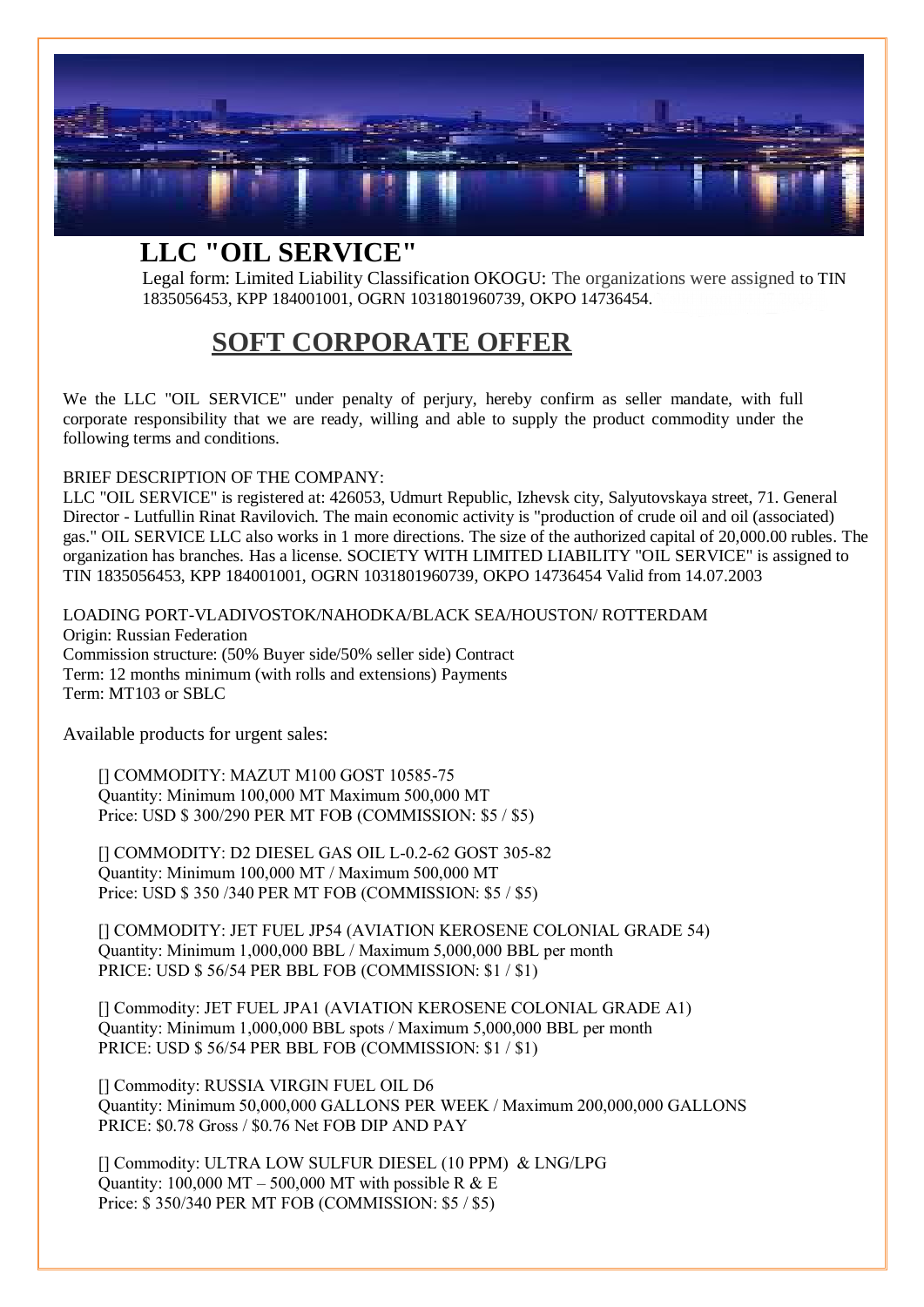# LLC "OIL SERVICE"

Legal form: Limited Liability Classification OKOGU: The organizations were assigned to TIN 1835056453, KPP 184001001, OGRN 1031801960739, OKPO 14736454.

## SOFT CORPORATE OFFER

We the LLC "OIL SERVICE" under penalty of perjury, hereby confirm as seller mandate, with full corporate responsibility that we are ready, willing and able to supply the product commodity under the following terms and conditions.

BRIEF DESCRIPTION OF THE COMPANY:
LLC "OIL SERVICE" is registered at: 426053, Udmurt Republic, Izhevsk city, Salyutovskaya street, 71. General Director - Lutfullin Rinat Ravilovich. The main economic activity is "production of crude oil and oil (associated) gas." OIL SERVICE LLC also works in 1 more directions. The size of the authorized capital of 20,000.00 rubles. The organization has branches. Has a license. SOCIETY WITH LIMITED LIABILITY "OIL SERVICE" is assigned to TIN 1835056453, KPP 184001001, OGRN 1031801960739, OKPO 14736454 Valid from 14.07.2003

LOADING PORT-VLADIVOSTOK/NAHODKA/BLACK SEA/HOUSTON/ ROTTERDAM
Origin: Russian Federation
Commission structure: (50% Buyer side/50% seller side) Contract
Term: 12 months minimum (with rolls and extensions) Payments
Term: MT103 or SBLC

Available products for urgent sales:

[] COMMODITY: MAZUT M100 GOST 10585-75
Quantity: Minimum 100,000 MT Maximum 500,000 MT
Price: USD $ 300/290 PER MT FOB (COMMISSION: $5 / $5)

[] COMMODITY: D2 DIESEL GAS OIL L-0.2-62 GOST 305-82
Quantity: Minimum 100,000 MT / Maximum 500,000 MT
Price: USD $ 350 /340 PER MT FOB (COMMISSION: $5 / $5)

[] COMMODITY: JET FUEL JP54 (AVIATION KEROSENE COLONIAL GRADE 54)
Quantity: Minimum 1,000,000 BBL / Maximum 5,000,000 BBL per month
PRICE: USD $ 56/54 PER BBL FOB (COMMISSION: $1 / $1)

[] Commodity: JET FUEL JPA1 (AVIATION KEROSENE COLONIAL GRADE A1)
Quantity: Minimum 1,000,000 BBL spots / Maximum 5,000,000 BBL per month
PRICE: USD $ 56/54 PER BBL FOB (COMMISSION: $1 / $1)

[] Commodity: RUSSIA VIRGIN FUEL OIL D6
Quantity: Minimum 50,000,000 GALLONS PER WEEK / Maximum 200,000,000 GALLONS
PRICE: $0.78 Gross / $0.76 Net FOB DIP AND PAY

[] Commodity: ULTRA LOW SULFUR DIESEL (10 PPM) & LNG/LPG
Quantity: 100,000 MT – 500,000 MT with possible R & E
Price: $ 350/340 PER MT FOB (COMMISSION: $5 / $5)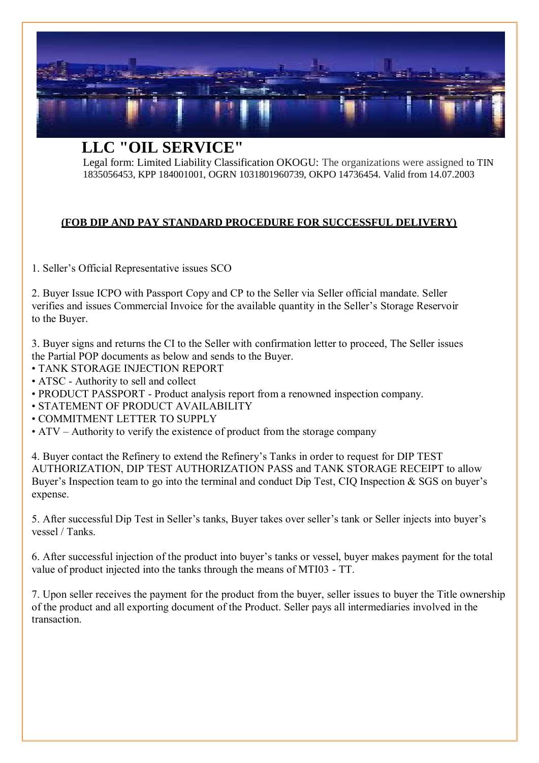# LLC "OIL SERVICE"

Legal form: Limited Liability Classification OKOGU: The organizations were assigned to TIN 1835056453, KPP 184001001, OGRN 1031801960739, OKPO 14736454. Valid from 14.07.2003

**(FOB DIP AND PAY STANDARD PROCEDURE FOR SUCCESSFUL DELIVERY)**

1. Seller's Official Representative issues SCO

2. Buyer Issue ICPO with Passport Copy and CP to the Seller via Seller official mandate. Seller verifies and issues Commercial Invoice for the available quantity in the Seller's Storage Reservoir to the Buyer.

3. Buyer signs and returns the CI to the Seller with confirmation letter to proceed, The Seller issues the Partial POP documents as below and sends to the Buyer.
   - TANK STORAGE INJECTION REPORT
   - ATSC - Authority to sell and collect
   - PRODUCT PASSPORT - Product analysis report from a renowned inspection company.
   - STATEMENT OF PRODUCT AVAILABILITY
   - COMMITMENT LETTER TO SUPPLY
   - ATV – Authority to verify the existence of product from the storage company

4. Buyer contact the Refinery to extend the Refinery's Tanks in order to request for DIP TEST AUTHORIZATION, DIP TEST AUTHORIZATION PASS and TANK STORAGE RECEIPT to allow Buyer's Inspection team to go into the terminal and conduct Dip Test, CIQ Inspection & SGS on buyer's expense.

5. After successful Dip Test in Seller's tanks, Buyer takes over seller's tank or Seller injects into buyer's vessel / Tanks.

6. After successful injection of the product into buyer's tanks or vessel, buyer makes payment for the total value of product injected into the tanks through the means of MTI03 - TT.

7. Upon seller receives the payment for the product from the buyer, seller issues to buyer the Title ownership of the product and all exporting document of the Product. Seller pays all intermediaries involved in the transaction.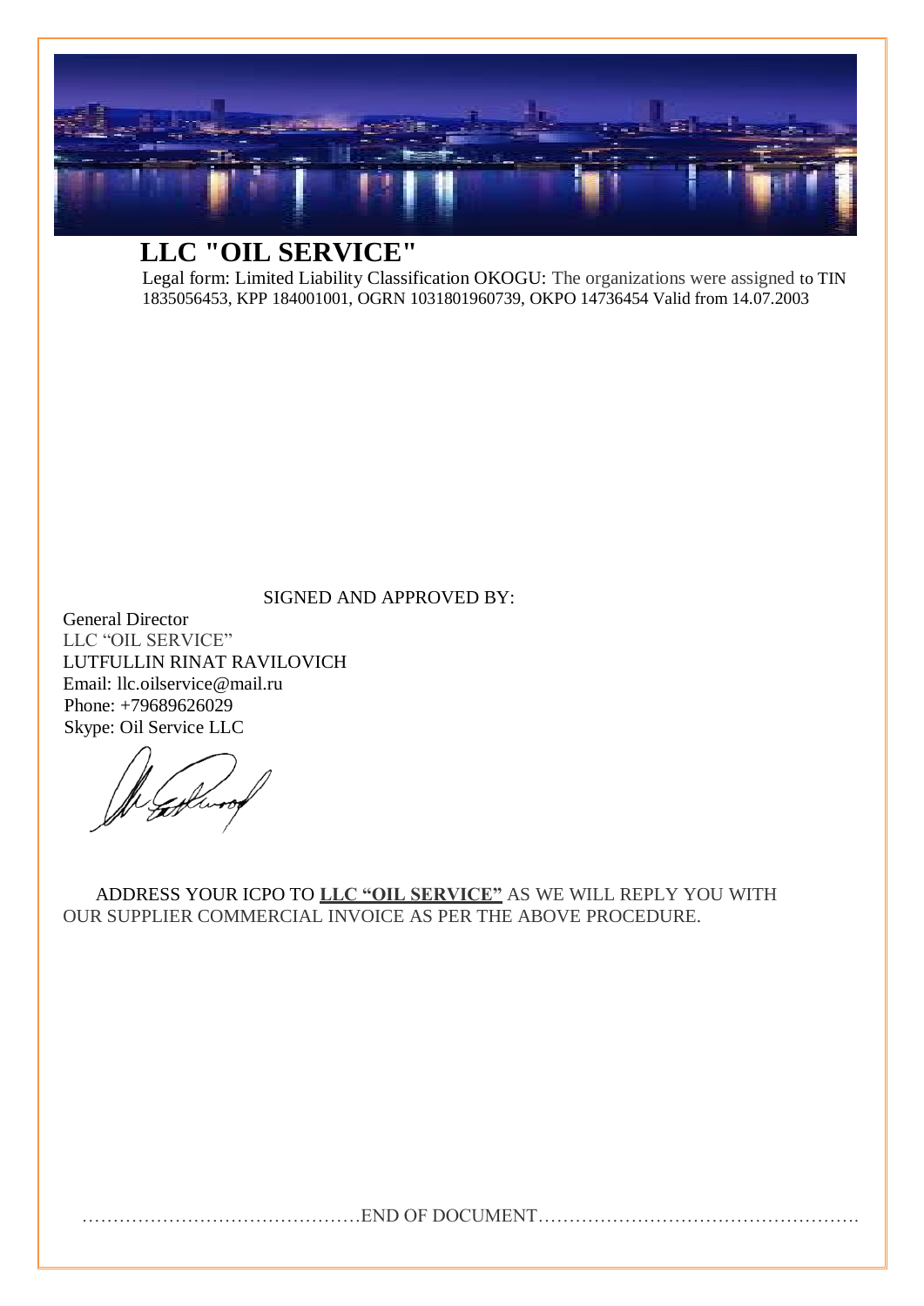# LLC "OIL SERVICE"

Legal form: Limited Liability Classification OKOGU: The organizations were assigned to TIN 1835056453, KPP 184001001, OGRN 1031801960739, OKPO 14736454 Valid from 14.07.2003

SIGNED AND APPROVED BY:

General Director
LLC "OIL SERVICE"
LUTFULLIN RINAT RAVILOVICH
Email: llc.oilservice@mail.ru
Phone: +79689626029
Skype: Oil Service LLC

ADDRESS YOUR ICPO TO **LLC "OIL SERVICE"** AS WE WILL REPLY YOU WITH OUR SUPPLIER COMMERCIAL INVOICE AS PER THE ABOVE PROCEDURE.

……………………………………….END OF DOCUMENT…………………………………………….